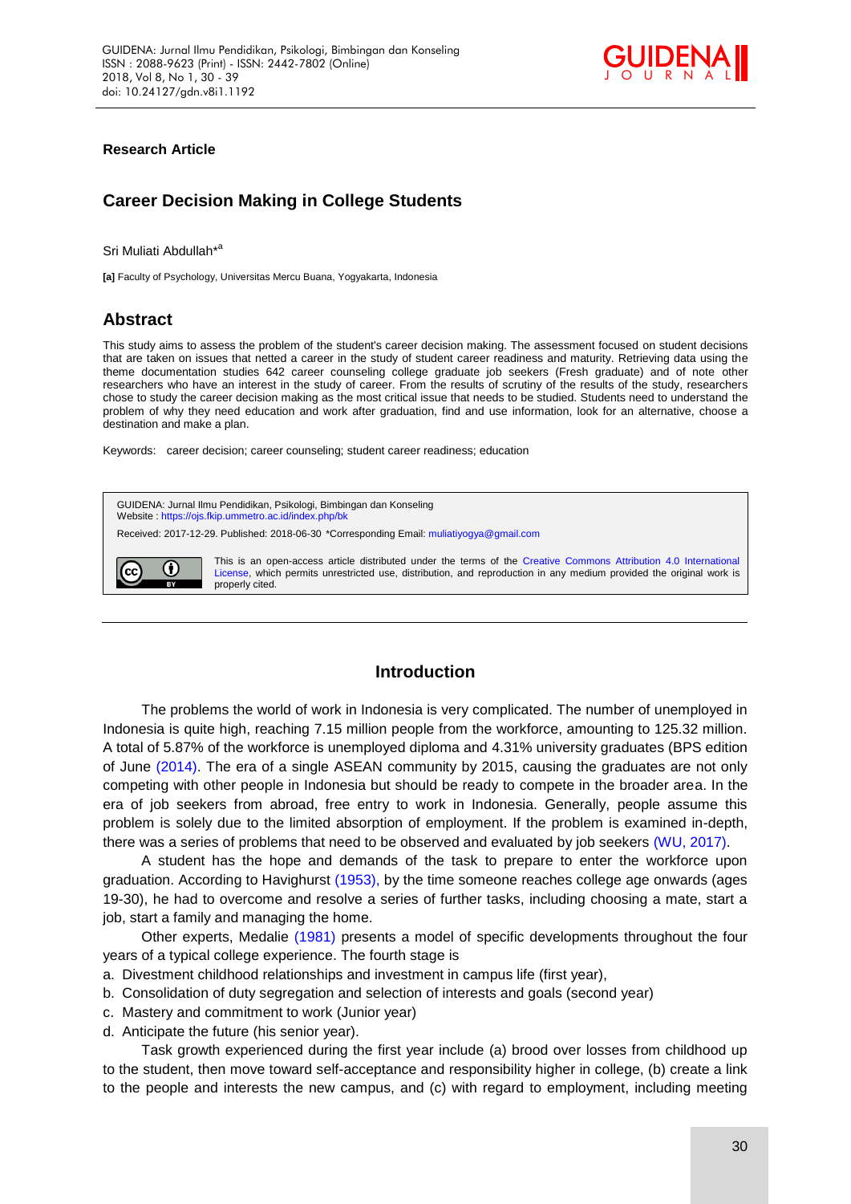**Research Article**

# Career Decision Making in College Students

Sri Muliati Abdullah*[a]

**[a]** Faculty of Psychology, Universitas Mercu Buana, Yogyakarta, Indonesia

## Abstract

This study aims to assess the problem of the student's career decision making. The assessment focused on student decisions that are taken on issues that netted a career in the study of student career readiness and maturity. Retrieving data using the theme documentation studies 642 career counseling college graduate job seekers (Fresh graduate) and of note other researchers who have an interest in the study of career. From the results of scrutiny of the results of the study, researchers chose to study the career decision making as the most critical issue that needs to be studied. Students need to understand the problem of why they need education and work after graduation, find and use information, look for an alternative, choose a destination and make a plan.

Keywords: career decision; career counseling; student career readiness; education

GUIDENA: Jurnal Ilmu Pendidikan, Psikologi, Bimbingan dan Konseling
Website : https://ojs.fkip.ummetro.ac.id/index.php/bk

Received: 2017-12-29. Published: 2018-06-30 *Corresponding Email: muliatiyogya@gmail.com

This is an open-access article distributed under the terms of the Creative Commons Attribution 4.0 International License, which permits unrestricted use, distribution, and reproduction in any medium provided the original work is properly cited.

## Introduction

The problems the world of work in Indonesia is very complicated. The number of unemployed in Indonesia is quite high, reaching 7.15 million people from the workforce, amounting to 125.32 million. A total of 5.87% of the workforce is unemployed diploma and 4.31% university graduates (BPS edition of June (2014). The era of a single ASEAN community by 2015, causing the graduates are not only competing with other people in Indonesia but should be ready to compete in the broader area. In the era of job seekers from abroad, free entry to work in Indonesia. Generally, people assume this problem is solely due to the limited absorption of employment. If the problem is examined in-depth, there was a series of problems that need to be observed and evaluated by job seekers (WU, 2017).

A student has the hope and demands of the task to prepare to enter the workforce upon graduation. According to Havighurst (1953), by the time someone reaches college age onwards (ages 19-30), he had to overcome and resolve a series of further tasks, including choosing a mate, start a job, start a family and managing the home.

Other experts, Medalie (1981) presents a model of specific developments throughout the four years of a typical college experience. The fourth stage is

a. Divestment childhood relationships and investment in campus life (first year),
b. Consolidation of duty segregation and selection of interests and goals (second year)
c. Mastery and commitment to work (Junior year)
d. Anticipate the future (his senior year).

Task growth experienced during the first year include (a) brood over losses from childhood up to the student, then move toward self-acceptance and responsibility higher in college, (b) create a link to the people and interests the new campus, and (c) with regard to employment, including meeting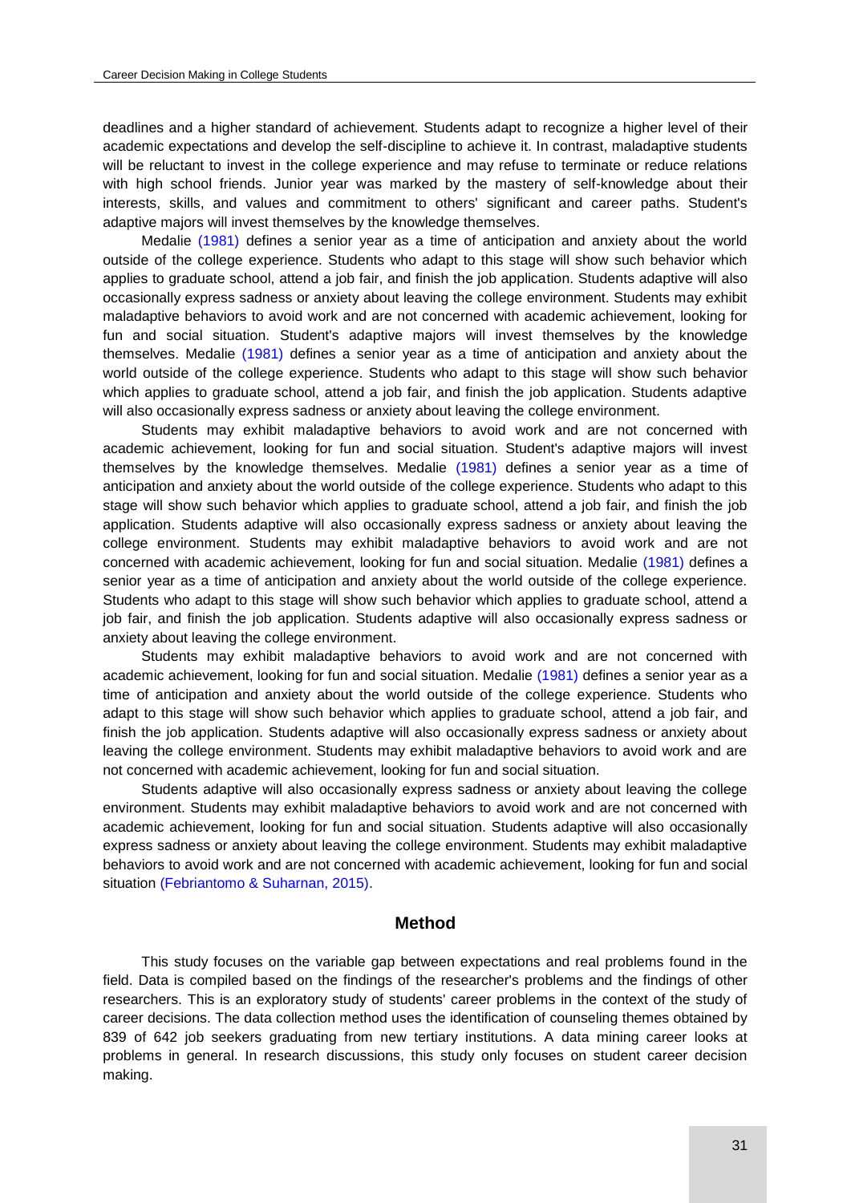deadlines and a higher standard of achievement. Students adapt to recognize a higher level of their academic expectations and develop the self-discipline to achieve it. In contrast, maladaptive students will be reluctant to invest in the college experience and may refuse to terminate or reduce relations with high school friends. Junior year was marked by the mastery of self-knowledge about their interests, skills, and values and commitment to others' significant and career paths. Student's adaptive majors will invest themselves by the knowledge themselves.

Medalie (1981) defines a senior year as a time of anticipation and anxiety about the world outside of the college experience. Students who adapt to this stage will show such behavior which applies to graduate school, attend a job fair, and finish the job application. Students adaptive will also occasionally express sadness or anxiety about leaving the college environment. Students may exhibit maladaptive behaviors to avoid work and are not concerned with academic achievement, looking for fun and social situation. Student's adaptive majors will invest themselves by the knowledge themselves. Medalie (1981) defines a senior year as a time of anticipation and anxiety about the world outside of the college experience. Students who adapt to this stage will show such behavior which applies to graduate school, attend a job fair, and finish the job application. Students adaptive will also occasionally express sadness or anxiety about leaving the college environment.

Students may exhibit maladaptive behaviors to avoid work and are not concerned with academic achievement, looking for fun and social situation. Student's adaptive majors will invest themselves by the knowledge themselves. Medalie (1981) defines a senior year as a time of anticipation and anxiety about the world outside of the college experience. Students who adapt to this stage will show such behavior which applies to graduate school, attend a job fair, and finish the job application. Students adaptive will also occasionally express sadness or anxiety about leaving the college environment. Students may exhibit maladaptive behaviors to avoid work and are not concerned with academic achievement, looking for fun and social situation. Medalie (1981) defines a senior year as a time of anticipation and anxiety about the world outside of the college experience. Students who adapt to this stage will show such behavior which applies to graduate school, attend a job fair, and finish the job application. Students adaptive will also occasionally express sadness or anxiety about leaving the college environment.

Students may exhibit maladaptive behaviors to avoid work and are not concerned with academic achievement, looking for fun and social situation. Medalie (1981) defines a senior year as a time of anticipation and anxiety about the world outside of the college experience. Students who adapt to this stage will show such behavior which applies to graduate school, attend a job fair, and finish the job application. Students adaptive will also occasionally express sadness or anxiety about leaving the college environment. Students may exhibit maladaptive behaviors to avoid work and are not concerned with academic achievement, looking for fun and social situation.

Students adaptive will also occasionally express sadness or anxiety about leaving the college environment. Students may exhibit maladaptive behaviors to avoid work and are not concerned with academic achievement, looking for fun and social situation. Students adaptive will also occasionally express sadness or anxiety about leaving the college environment. Students may exhibit maladaptive behaviors to avoid work and are not concerned with academic achievement, looking for fun and social situation (Febriantomo & Suharnan, 2015).

## Method

This study focuses on the variable gap between expectations and real problems found in the field. Data is compiled based on the findings of the researcher's problems and the findings of other researchers. This is an exploratory study of students' career problems in the context of the study of career decisions. The data collection method uses the identification of counseling themes obtained by 839 of 642 job seekers graduating from new tertiary institutions. A data mining career looks at problems in general. In research discussions, this study only focuses on student career decision making.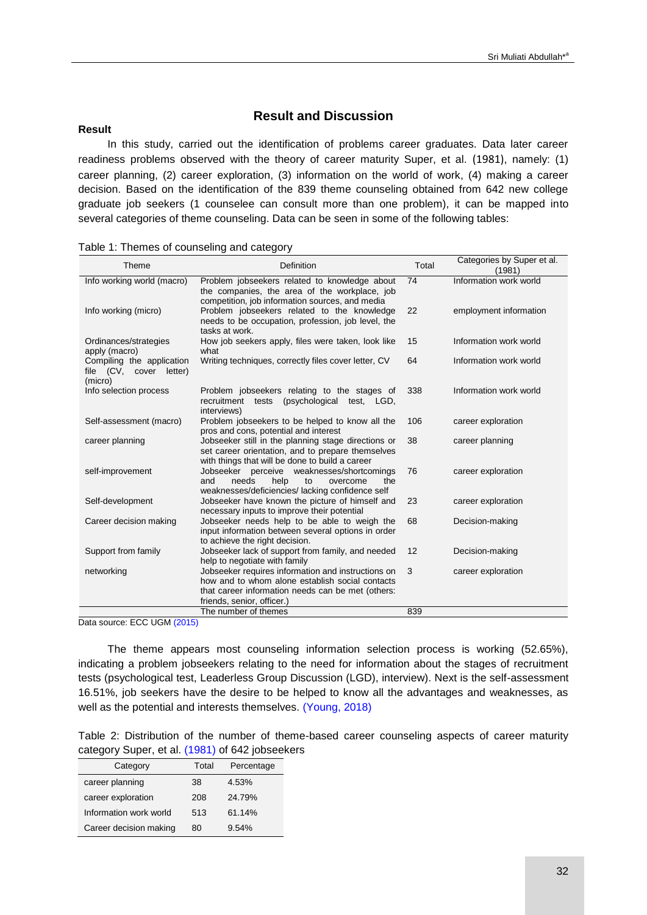# Result and Discussion

## Result

In this study, carried out the identification of problems career graduates. Data later career readiness problems observed with the theory of career maturity Super, et al. (1981), namely: (1) career planning, (2) career exploration, (3) information on the world of work, (4) making a career decision. Based on the identification of the 839 theme counseling obtained from 642 new college graduate job seekers (1 counselee can consult more than one problem), it can be mapped into several categories of theme counseling. Data can be seen in some of the following tables:

Table 1: Themes of counseling and category

| Theme | Definition | Total | Categories by Super et al. (1981) |
|---|---|---|---|
| Info working world (macro) | Problem jobseekers related to knowledge about the companies, the area of the workplace, job competition, job information sources, and media | 74 | Information work world |
| Info working (micro) | Problem jobseekers related to the knowledge needs to be occupation, profession, job level, the tasks at work. | 22 | employment information |
| Ordinances/strategies apply (macro) | How job seekers apply, files were taken, look like what | 15 | Information work world |
| Compiling the application file (CV, cover letter) (micro) | Writing techniques, correctly files cover letter, CV | 64 | Information work world |
| Info selection process | Problem jobseekers relating to the stages of recruitment tests (psychological test, LGD, interviews) | 338 | Information work world |
| Self-assessment (macro) | Problem jobseekers to be helped to know all the pros and cons, potential and interest | 106 | career exploration |
| career planning | Jobseeker still in the planning stage directions or set career orientation, and to prepare themselves with things that will be done to build a career | 38 | career planning |
| self-improvement | Jobseeker perceive weaknesses/shortcomings and needs help to overcome the weaknesses/deficiencies/ lacking confidence self | 76 | career exploration |
| Self-development | Jobseeker have known the picture of himself and necessary inputs to improve their potential | 23 | career exploration |
| Career decision making | Jobseeker needs help to be able to weigh the input information between several options in order to achieve the right decision. | 68 | Decision-making |
| Support from family | Jobseeker lack of support from family, and needed help to negotiate with family | 12 | Decision-making |
| networking | Jobseeker requires information and instructions on how and to whom alone establish social contacts that career information needs can be met (others: friends, senior, officer.) | 3 | career exploration |
| | The number of themes | 839 | |

Data source: ECC UGM (2015)

The theme appears most counseling information selection process is working (52.65%), indicating a problem jobseekers relating to the need for information about the stages of recruitment tests (psychological test, Leaderless Group Discussion (LGD), interview). Next is the self-assessment 16.51%, job seekers have the desire to be helped to know all the advantages and weaknesses, as well as the potential and interests themselves. (Young, 2018)

Table 2: Distribution of the number of theme-based career counseling aspects of career maturity category Super, et al. (1981) of 642 jobseekers

| Category | Total | Percentage |
|---|---|---|
| career planning | 38 | 4.53% |
| career exploration | 208 | 24.79% |
| Information work world | 513 | 61.14% |
| Career decision making | 80 | 9.54% |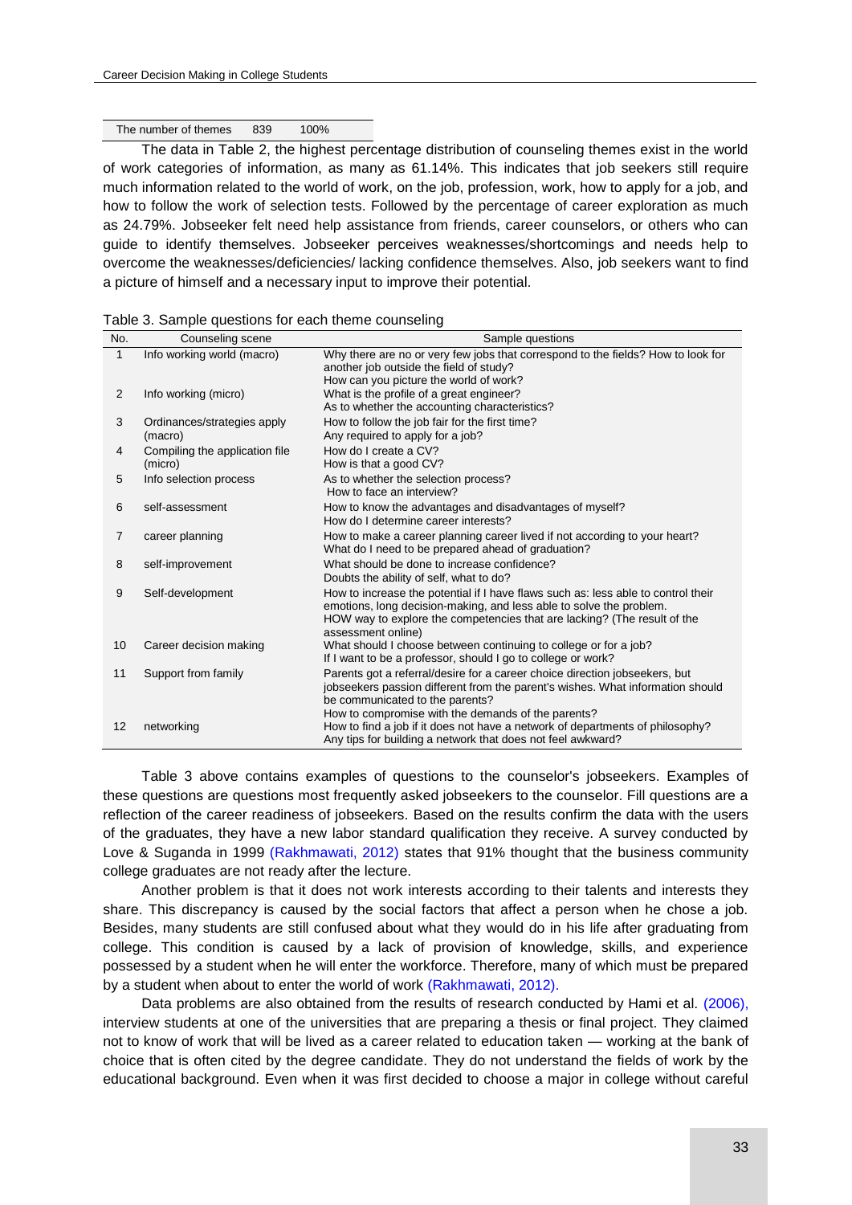| The number of themes | 839 | 100% |
|---|---|---|

The data in Table 2, the highest percentage distribution of counseling themes exist in the world of work categories of information, as many as 61.14%. This indicates that job seekers still require much information related to the world of work, on the job, profession, work, how to apply for a job, and how to follow the work of selection tests. Followed by the percentage of career exploration as much as 24.79%. Jobseeker felt need help assistance from friends, career counselors, or others who can guide to identify themselves. Jobseeker perceives weaknesses/shortcomings and needs help to overcome the weaknesses/deficiencies/ lacking confidence themselves. Also, job seekers want to find a picture of himself and a necessary input to improve their potential.

Table 3. Sample questions for each theme counseling

| No. | Counseling scene | Sample questions |
|---|---|---|
| 1 | Info working world (macro) | Why there are no or very few jobs that correspond to the fields? How to look for another job outside the field of study? How can you picture the world of work? |
| 2 | Info working (micro) | What is the profile of a great engineer? As to whether the accounting characteristics? |
| 3 | Ordinances/strategies apply (macro) | How to follow the job fair for the first time? Any required to apply for a job? |
| 4 | Compiling the application file (micro) | How do I create a CV? How is that a good CV? |
| 5 | Info selection process | As to whether the selection process? How to face an interview? |
| 6 | self-assessment | How to know the advantages and disadvantages of myself? How do I determine career interests? |
| 7 | career planning | How to make a career planning career lived if not according to your heart? What do I need to be prepared ahead of graduation? |
| 8 | self-improvement | What should be done to increase confidence? Doubts the ability of self, what to do? |
| 9 | Self-development | How to increase the potential if I have flaws such as: less able to control their emotions, long decision-making, and less able to solve the problem. HOW way to explore the competencies that are lacking? (The result of the assessment online) |
| 10 | Career decision making | What should I choose between continuing to college or for a job? If I want to be a professor, should I go to college or work? |
| 11 | Support from family | Parents got a referral/desire for a career choice direction jobseekers, but jobseekers passion different from the parent's wishes. What information should be communicated to the parents? How to compromise with the demands of the parents? |
| 12 | networking | How to find a job if it does not have a network of departments of philosophy? Any tips for building a network that does not feel awkward? |

Table 3 above contains examples of questions to the counselor's jobseekers. Examples of these questions are questions most frequently asked jobseekers to the counselor. Fill questions are a reflection of the career readiness of jobseekers. Based on the results confirm the data with the users of the graduates, they have a new labor standard qualification they receive. A survey conducted by Love & Suganda in 1999 (Rakhmawati, 2012) states that 91% thought that the business community college graduates are not ready after the lecture.

Another problem is that it does not work interests according to their talents and interests they share. This discrepancy is caused by the social factors that affect a person when he chose a job. Besides, many students are still confused about what they would do in his life after graduating from college. This condition is caused by a lack of provision of knowledge, skills, and experience possessed by a student when he will enter the workforce. Therefore, many of which must be prepared by a student when about to enter the world of work (Rakhmawati, 2012).

Data problems are also obtained from the results of research conducted by Hami et al. (2006), interview students at one of the universities that are preparing a thesis or final project. They claimed not to know of work that will be lived as a career related to education taken — working at the bank of choice that is often cited by the degree candidate. They do not understand the fields of work by the educational background. Even when it was first decided to choose a major in college without careful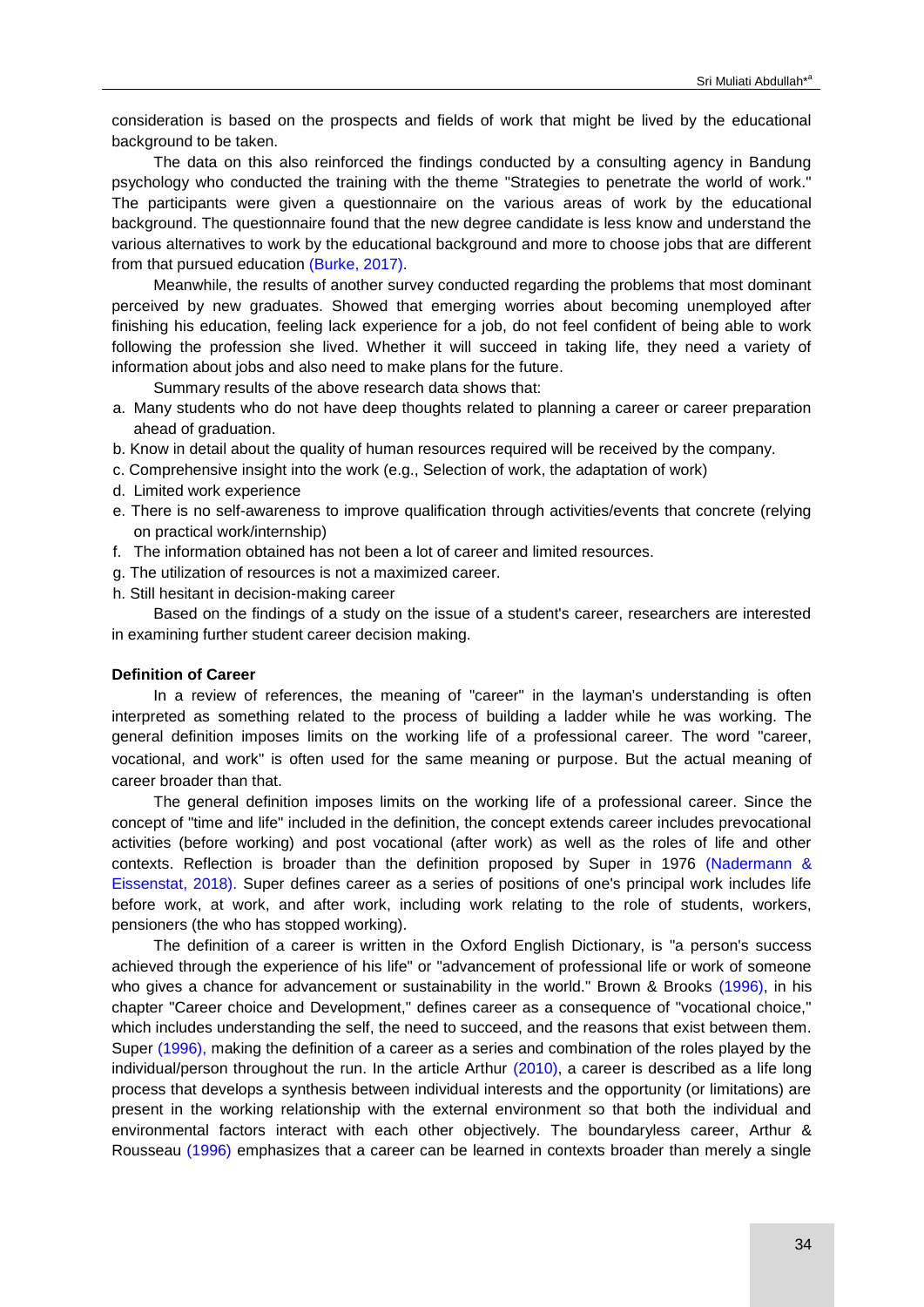consideration is based on the prospects and fields of work that might be lived by the educational background to be taken.

The data on this also reinforced the findings conducted by a consulting agency in Bandung psychology who conducted the training with the theme "Strategies to penetrate the world of work." The participants were given a questionnaire on the various areas of work by the educational background. The questionnaire found that the new degree candidate is less know and understand the various alternatives to work by the educational background and more to choose jobs that are different from that pursued education (Burke, 2017).

Meanwhile, the results of another survey conducted regarding the problems that most dominant perceived by new graduates. Showed that emerging worries about becoming unemployed after finishing his education, feeling lack experience for a job, do not feel confident of being able to work following the profession she lived. Whether it will succeed in taking life, they need a variety of information about jobs and also need to make plans for the future.

Summary results of the above research data shows that:

a. Many students who do not have deep thoughts related to planning a career or career preparation ahead of graduation.
b. Know in detail about the quality of human resources required will be received by the company.
c. Comprehensive insight into the work (e.g., Selection of work, the adaptation of work)
d. Limited work experience
e. There is no self-awareness to improve qualification through activities/events that concrete (relying on practical work/internship)
f. The information obtained has not been a lot of career and limited resources.
g. The utilization of resources is not a maximized career.
h. Still hesitant in decision-making career

Based on the findings of a study on the issue of a student's career, researchers are interested in examining further student career decision making.

**Definition of Career**

In a review of references, the meaning of "career" in the layman's understanding is often interpreted as something related to the process of building a ladder while he was working. The general definition imposes limits on the working life of a professional career. The word "career, vocational, and work" is often used for the same meaning or purpose. But the actual meaning of career broader than that.

The general definition imposes limits on the working life of a professional career. Since the concept of "time and life" included in the definition, the concept extends career includes prevocational activities (before working) and post vocational (after work) as well as the roles of life and other contexts. Reflection is broader than the definition proposed by Super in 1976 (Nadermann & Eissenstat, 2018). Super defines career as a series of positions of one's principal work includes life before work, at work, and after work, including work relating to the role of students, workers, pensioners (the who has stopped working).

The definition of a career is written in the Oxford English Dictionary, is "a person's success achieved through the experience of his life" or "advancement of professional life or work of someone who gives a chance for advancement or sustainability in the world." Brown & Brooks (1996), in his chapter "Career choice and Development," defines career as a consequence of "vocational choice," which includes understanding the self, the need to succeed, and the reasons that exist between them. Super (1996), making the definition of a career as a series and combination of the roles played by the individual/person throughout the run. In the article Arthur (2010), a career is described as a life long process that develops a synthesis between individual interests and the opportunity (or limitations) are present in the working relationship with the external environment so that both the individual and environmental factors interact with each other objectively. The boundaryless career, Arthur & Rousseau (1996) emphasizes that a career can be learned in contexts broader than merely a single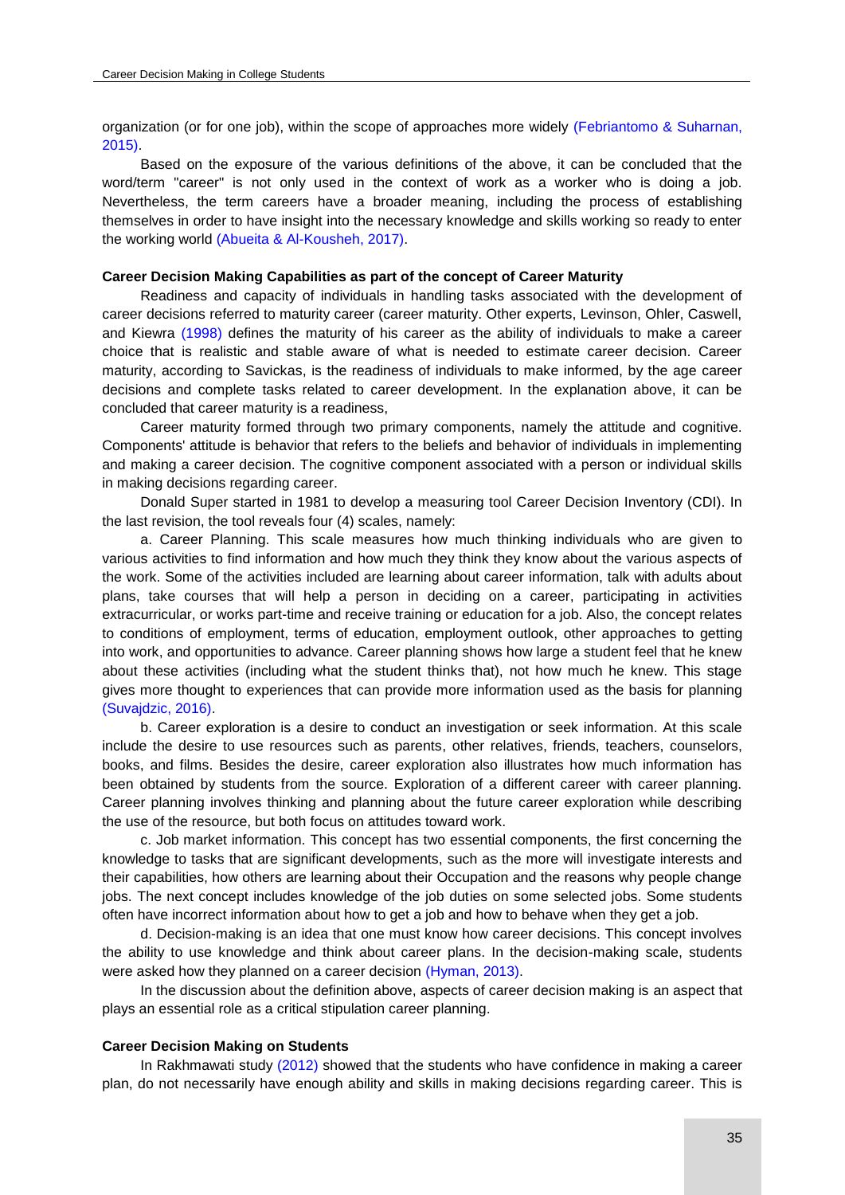organization (or for one job), within the scope of approaches more widely (Febriantomo & Suharnan, 2015).

Based on the exposure of the various definitions of the above, it can be concluded that the word/term "career" is not only used in the context of work as a worker who is doing a job. Nevertheless, the term careers have a broader meaning, including the process of establishing themselves in order to have insight into the necessary knowledge and skills working so ready to enter the working world (Abueita & Al-Kousheh, 2017).

**Career Decision Making Capabilities as part of the concept of Career Maturity**

Readiness and capacity of individuals in handling tasks associated with the development of career decisions referred to maturity career (career maturity. Other experts, Levinson, Ohler, Caswell, and Kiewra (1998) defines the maturity of his career as the ability of individuals to make a career choice that is realistic and stable aware of what is needed to estimate career decision. Career maturity, according to Savickas, is the readiness of individuals to make informed, by the age career decisions and complete tasks related to career development. In the explanation above, it can be concluded that career maturity is a readiness,

Career maturity formed through two primary components, namely the attitude and cognitive. Components' attitude is behavior that refers to the beliefs and behavior of individuals in implementing and making a career decision. The cognitive component associated with a person or individual skills in making decisions regarding career.

Donald Super started in 1981 to develop a measuring tool Career Decision Inventory (CDI). In the last revision, the tool reveals four (4) scales, namely:

a. Career Planning. This scale measures how much thinking individuals who are given to various activities to find information and how much they think they know about the various aspects of the work. Some of the activities included are learning about career information, talk with adults about plans, take courses that will help a person in deciding on a career, participating in activities extracurricular, or works part-time and receive training or education for a job. Also, the concept relates to conditions of employment, terms of education, employment outlook, other approaches to getting into work, and opportunities to advance. Career planning shows how large a student feel that he knew about these activities (including what the student thinks that), not how much he knew. This stage gives more thought to experiences that can provide more information used as the basis for planning (Suvajdzic, 2016).

b. Career exploration is a desire to conduct an investigation or seek information. At this scale include the desire to use resources such as parents, other relatives, friends, teachers, counselors, books, and films. Besides the desire, career exploration also illustrates how much information has been obtained by students from the source. Exploration of a different career with career planning. Career planning involves thinking and planning about the future career exploration while describing the use of the resource, but both focus on attitudes toward work.

c. Job market information. This concept has two essential components, the first concerning the knowledge to tasks that are significant developments, such as the more will investigate interests and their capabilities, how others are learning about their Occupation and the reasons why people change jobs. The next concept includes knowledge of the job duties on some selected jobs. Some students often have incorrect information about how to get a job and how to behave when they get a job.

d. Decision-making is an idea that one must know how career decisions. This concept involves the ability to use knowledge and think about career plans. In the decision-making scale, students were asked how they planned on a career decision (Hyman, 2013).

In the discussion about the definition above, aspects of career decision making is an aspect that plays an essential role as a critical stipulation career planning.

**Career Decision Making on Students**

In Rakhmawati study (2012) showed that the students who have confidence in making a career plan, do not necessarily have enough ability and skills in making decisions regarding career. This is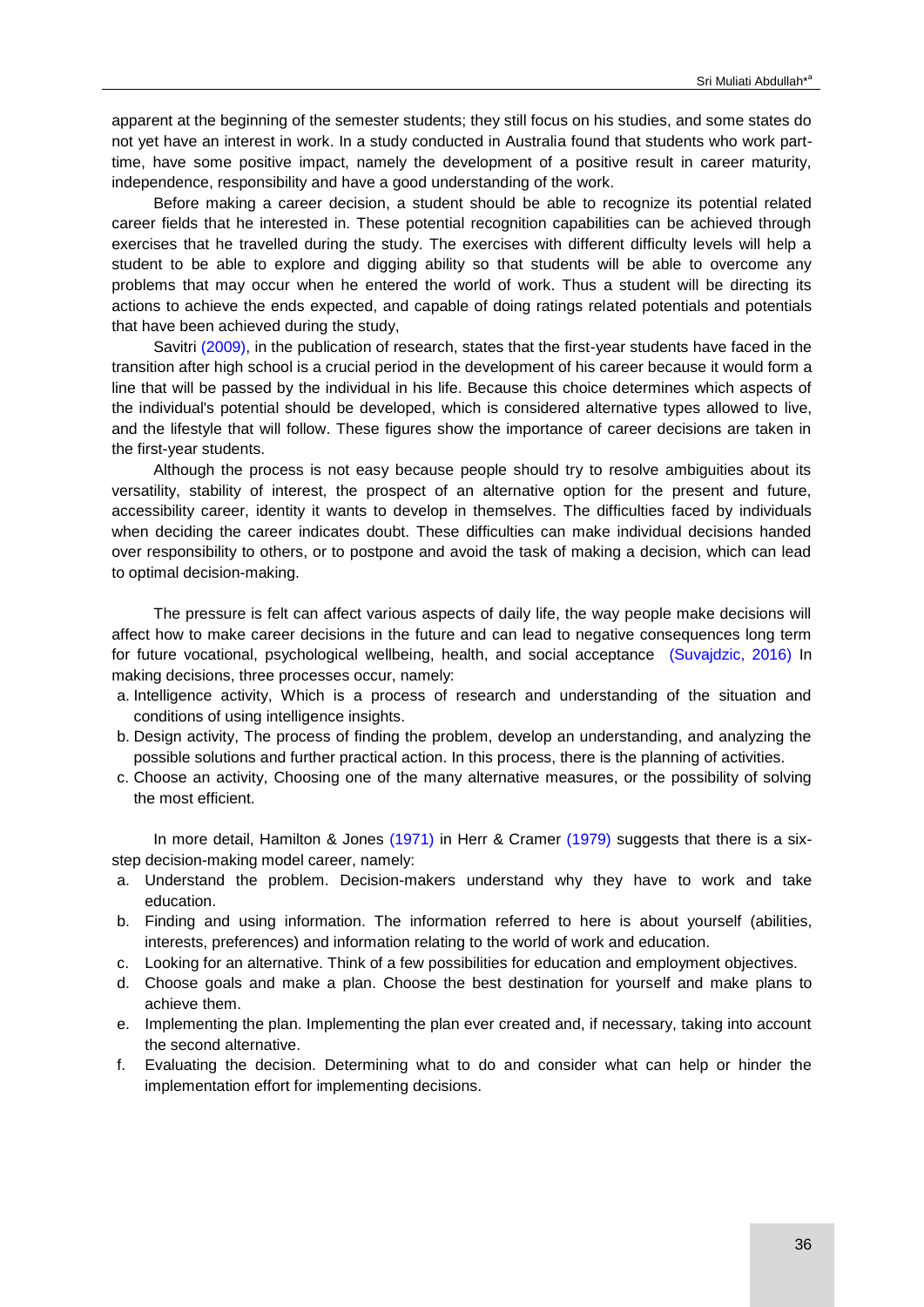apparent at the beginning of the semester students; they still focus on his studies, and some states do not yet have an interest in work. In a study conducted in Australia found that students who work part-time, have some positive impact, namely the development of a positive result in career maturity, independence, responsibility and have a good understanding of the work.

Before making a career decision, a student should be able to recognize its potential related career fields that he interested in. These potential recognition capabilities can be achieved through exercises that he travelled during the study. The exercises with different difficulty levels will help a student to be able to explore and digging ability so that students will be able to overcome any problems that may occur when he entered the world of work. Thus a student will be directing its actions to achieve the ends expected, and capable of doing ratings related potentials and potentials that have been achieved during the study,

Savitri (2009), in the publication of research, states that the first-year students have faced in the transition after high school is a crucial period in the development of his career because it would form a line that will be passed by the individual in his life. Because this choice determines which aspects of the individual's potential should be developed, which is considered alternative types allowed to live, and the lifestyle that will follow. These figures show the importance of career decisions are taken in the first-year students.

Although the process is not easy because people should try to resolve ambiguities about its versatility, stability of interest, the prospect of an alternative option for the present and future, accessibility career, identity it wants to develop in themselves. The difficulties faced by individuals when deciding the career indicates doubt. These difficulties can make individual decisions handed over responsibility to others, or to postpone and avoid the task of making a decision, which can lead to optimal decision-making.

The pressure is felt can affect various aspects of daily life, the way people make decisions will affect how to make career decisions in the future and can lead to negative consequences long term for future vocational, psychological wellbeing, health, and social acceptance (Suvajdzic, 2016) In making decisions, three processes occur, namely:

a. Intelligence activity, Which is a process of research and understanding of the situation and conditions of using intelligence insights.
b. Design activity, The process of finding the problem, develop an understanding, and analyzing the possible solutions and further practical action. In this process, there is the planning of activities.
c. Choose an activity, Choosing one of the many alternative measures, or the possibility of solving the most efficient.

In more detail, Hamilton & Jones (1971) in Herr & Cramer (1979) suggests that there is a six-step decision-making model career, namely:

a. Understand the problem. Decision-makers understand why they have to work and take education.
b. Finding and using information. The information referred to here is about yourself (abilities, interests, preferences) and information relating to the world of work and education.
c. Looking for an alternative. Think of a few possibilities for education and employment objectives.
d. Choose goals and make a plan. Choose the best destination for yourself and make plans to achieve them.
e. Implementing the plan. Implementing the plan ever created and, if necessary, taking into account the second alternative.
f. Evaluating the decision. Determining what to do and consider what can help or hinder the implementation effort for implementing decisions.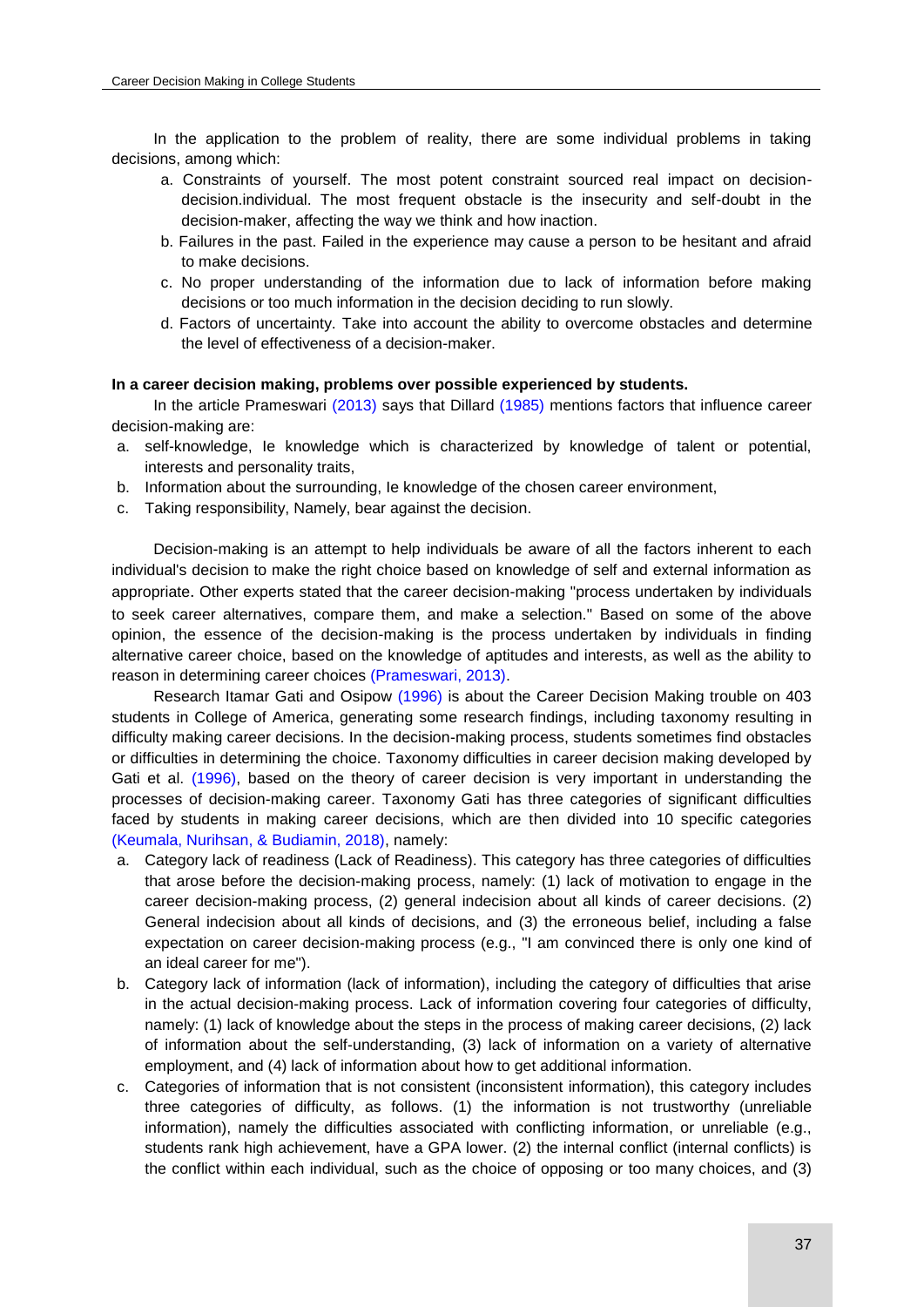In the application to the problem of reality, there are some individual problems in taking decisions, among which:

a. Constraints of yourself. The most potent constraint sourced real impact on decision-decision.individual. The most frequent obstacle is the insecurity and self-doubt in the decision-maker, affecting the way we think and how inaction.
b. Failures in the past. Failed in the experience may cause a person to be hesitant and afraid to make decisions.
c. No proper understanding of the information due to lack of information before making decisions or too much information in the decision deciding to run slowly.
d. Factors of uncertainty. Take into account the ability to overcome obstacles and determine the level of effectiveness of a decision-maker.

**In a career decision making, problems over possible experienced by students.**

In the article Prameswari (2013) says that Dillard (1985) mentions factors that influence career decision-making are:

a. self-knowledge, Ie knowledge which is characterized by knowledge of talent or potential, interests and personality traits,
b. Information about the surrounding, Ie knowledge of the chosen career environment,
c. Taking responsibility, Namely, bear against the decision.

Decision-making is an attempt to help individuals be aware of all the factors inherent to each individual's decision to make the right choice based on knowledge of self and external information as appropriate. Other experts stated that the career decision-making "process undertaken by individuals to seek career alternatives, compare them, and make a selection." Based on some of the above opinion, the essence of the decision-making is the process undertaken by individuals in finding alternative career choice, based on the knowledge of aptitudes and interests, as well as the ability to reason in determining career choices (Prameswari, 2013).

Research Itamar Gati and Osipow (1996) is about the Career Decision Making trouble on 403 students in College of America, generating some research findings, including taxonomy resulting in difficulty making career decisions. In the decision-making process, students sometimes find obstacles or difficulties in determining the choice. Taxonomy difficulties in career decision making developed by Gati et al. (1996), based on the theory of career decision is very important in understanding the processes of decision-making career. Taxonomy Gati has three categories of significant difficulties faced by students in making career decisions, which are then divided into 10 specific categories (Keumala, Nurihsan, & Budiamin, 2018), namely:

a. Category lack of readiness (Lack of Readiness). This category has three categories of difficulties that arose before the decision-making process, namely: (1) lack of motivation to engage in the career decision-making process, (2) general indecision about all kinds of career decisions. (2) General indecision about all kinds of decisions, and (3) the erroneous belief, including a false expectation on career decision-making process (e.g., "I am convinced there is only one kind of an ideal career for me").
b. Category lack of information (lack of information), including the category of difficulties that arise in the actual decision-making process. Lack of information covering four categories of difficulty, namely: (1) lack of knowledge about the steps in the process of making career decisions, (2) lack of information about the self-understanding, (3) lack of information on a variety of alternative employment, and (4) lack of information about how to get additional information.
c. Categories of information that is not consistent (inconsistent information), this category includes three categories of difficulty, as follows. (1) the information is not trustworthy (unreliable information), namely the difficulties associated with conflicting information, or unreliable (e.g., students rank high achievement, have a GPA lower. (2) the internal conflict (internal conflicts) is the conflict within each individual, such as the choice of opposing or too many choices, and (3)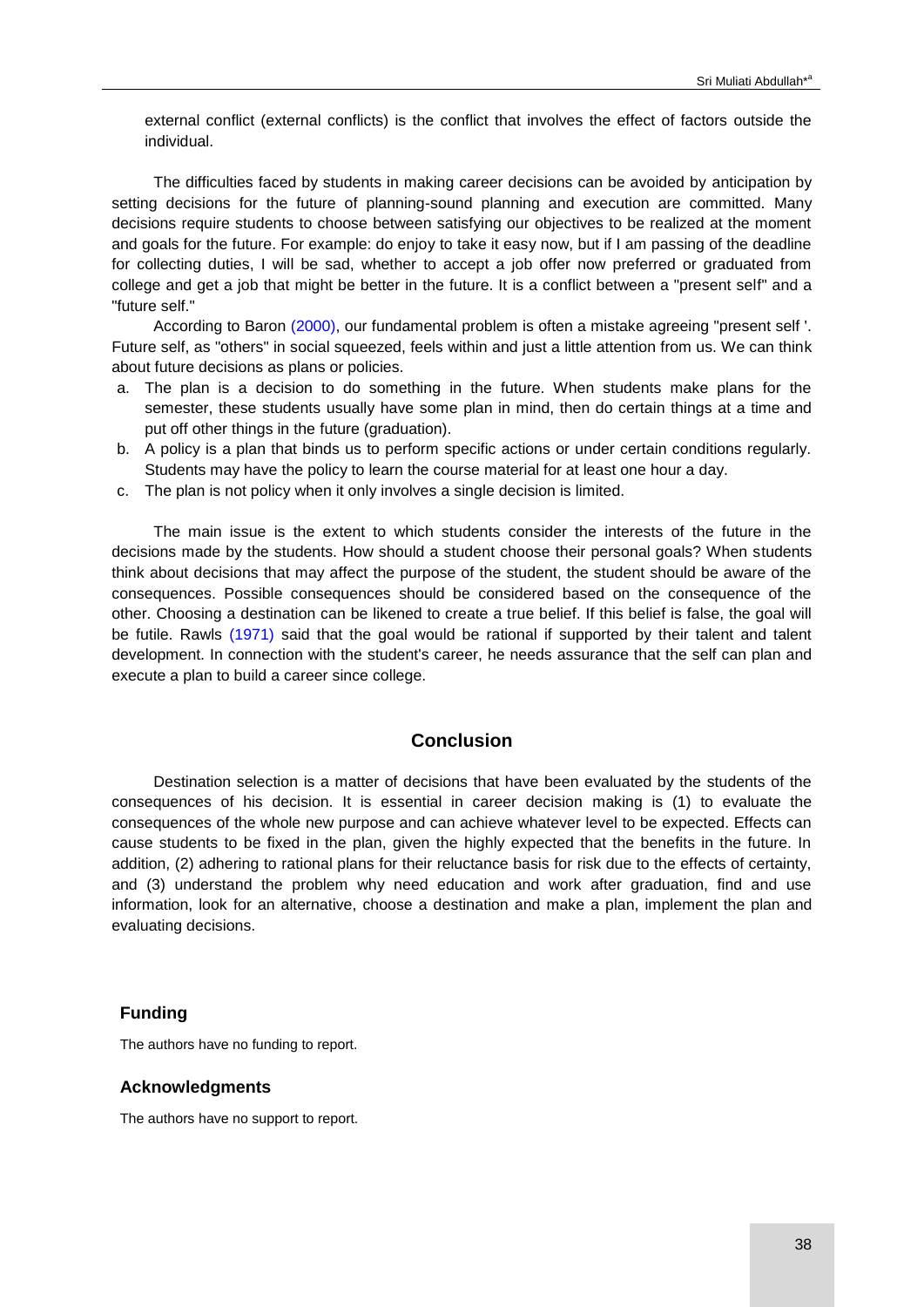external conflict (external conflicts) is the conflict that involves the effect of factors outside the individual.

The difficulties faced by students in making career decisions can be avoided by anticipation by setting decisions for the future of planning-sound planning and execution are committed. Many decisions require students to choose between satisfying our objectives to be realized at the moment and goals for the future. For example: do enjoy to take it easy now, but if I am passing of the deadline for collecting duties, I will be sad, whether to accept a job offer now preferred or graduated from college and get a job that might be better in the future. It is a conflict between a "present self" and a "future self."

According to Baron (2000), our fundamental problem is often a mistake agreeing "present self '. Future self, as "others" in social squeezed, feels within and just a little attention from us. We can think about future decisions as plans or policies.

a. The plan is a decision to do something in the future. When students make plans for the semester, these students usually have some plan in mind, then do certain things at a time and put off other things in the future (graduation).
b. A policy is a plan that binds us to perform specific actions or under certain conditions regularly. Students may have the policy to learn the course material for at least one hour a day.
c. The plan is not policy when it only involves a single decision is limited.

The main issue is the extent to which students consider the interests of the future in the decisions made by the students. How should a student choose their personal goals? When students think about decisions that may affect the purpose of the student, the student should be aware of the consequences. Possible consequences should be considered based on the consequence of the other. Choosing a destination can be likened to create a true belief. If this belief is false, the goal will be futile. Rawls (1971) said that the goal would be rational if supported by their talent and talent development. In connection with the student's career, he needs assurance that the self can plan and execute a plan to build a career since college.

## Conclusion

Destination selection is a matter of decisions that have been evaluated by the students of the consequences of his decision. It is essential in career decision making is (1) to evaluate the consequences of the whole new purpose and can achieve whatever level to be expected. Effects can cause students to be fixed in the plan, given the highly expected that the benefits in the future. In addition, (2) adhering to rational plans for their reluctance basis for risk due to the effects of certainty, and (3) understand the problem why need education and work after graduation, find and use information, look for an alternative, choose a destination and make a plan, implement the plan and evaluating decisions.

### Funding

The authors have no funding to report.

### Acknowledgments

The authors have no support to report.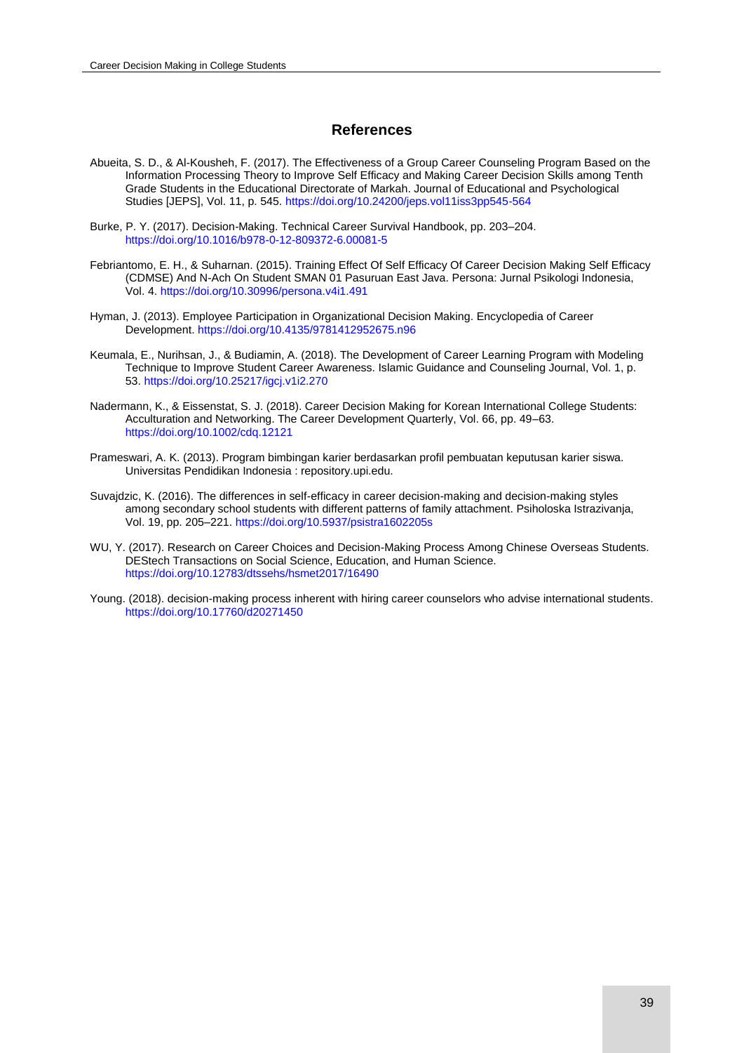## References

Abueita, S. D., & Al-Kousheh, F. (2017). The Effectiveness of a Group Career Counseling Program Based on the Information Processing Theory to Improve Self Efficacy and Making Career Decision Skills among Tenth Grade Students in the Educational Directorate of Markah. Journal of Educational and Psychological Studies [JEPS], Vol. 11, p. 545. https://doi.org/10.24200/jeps.vol11iss3pp545-564

Burke, P. Y. (2017). Decision-Making. Technical Career Survival Handbook, pp. 203–204. https://doi.org/10.1016/b978-0-12-809372-6.00081-5

Febriantomo, E. H., & Suharnan. (2015). Training Effect Of Self Efficacy Of Career Decision Making Self Efficacy (CDMSE) And N-Ach On Student SMAN 01 Pasuruan East Java. Persona: Jurnal Psikologi Indonesia, Vol. 4. https://doi.org/10.30996/persona.v4i1.491

Hyman, J. (2013). Employee Participation in Organizational Decision Making. Encyclopedia of Career Development. https://doi.org/10.4135/9781412952675.n96

Keumala, E., Nurihsan, J., & Budiamin, A. (2018). The Development of Career Learning Program with Modeling Technique to Improve Student Career Awareness. Islamic Guidance and Counseling Journal, Vol. 1, p. 53. https://doi.org/10.25217/igcj.v1i2.270

Nadermann, K., & Eissenstat, S. J. (2018). Career Decision Making for Korean International College Students: Acculturation and Networking. The Career Development Quarterly, Vol. 66, pp. 49–63. https://doi.org/10.1002/cdq.12121

Prameswari, A. K. (2013). Program bimbingan karier berdasarkan profil pembuatan keputusan karier siswa. Universitas Pendidikan Indonesia : repository.upi.edu.

Suvajdzic, K. (2016). The differences in self-efficacy in career decision-making and decision-making styles among secondary school students with different patterns of family attachment. Psiholoska Istrazivanja, Vol. 19, pp. 205–221. https://doi.org/10.5937/psistra1602205s

WU, Y. (2017). Research on Career Choices and Decision-Making Process Among Chinese Overseas Students. DEStech Transactions on Social Science, Education, and Human Science. https://doi.org/10.12783/dtssehs/hsmet2017/16490

Young. (2018). decision-making process inherent with hiring career counselors who advise international students. https://doi.org/10.17760/d20271450